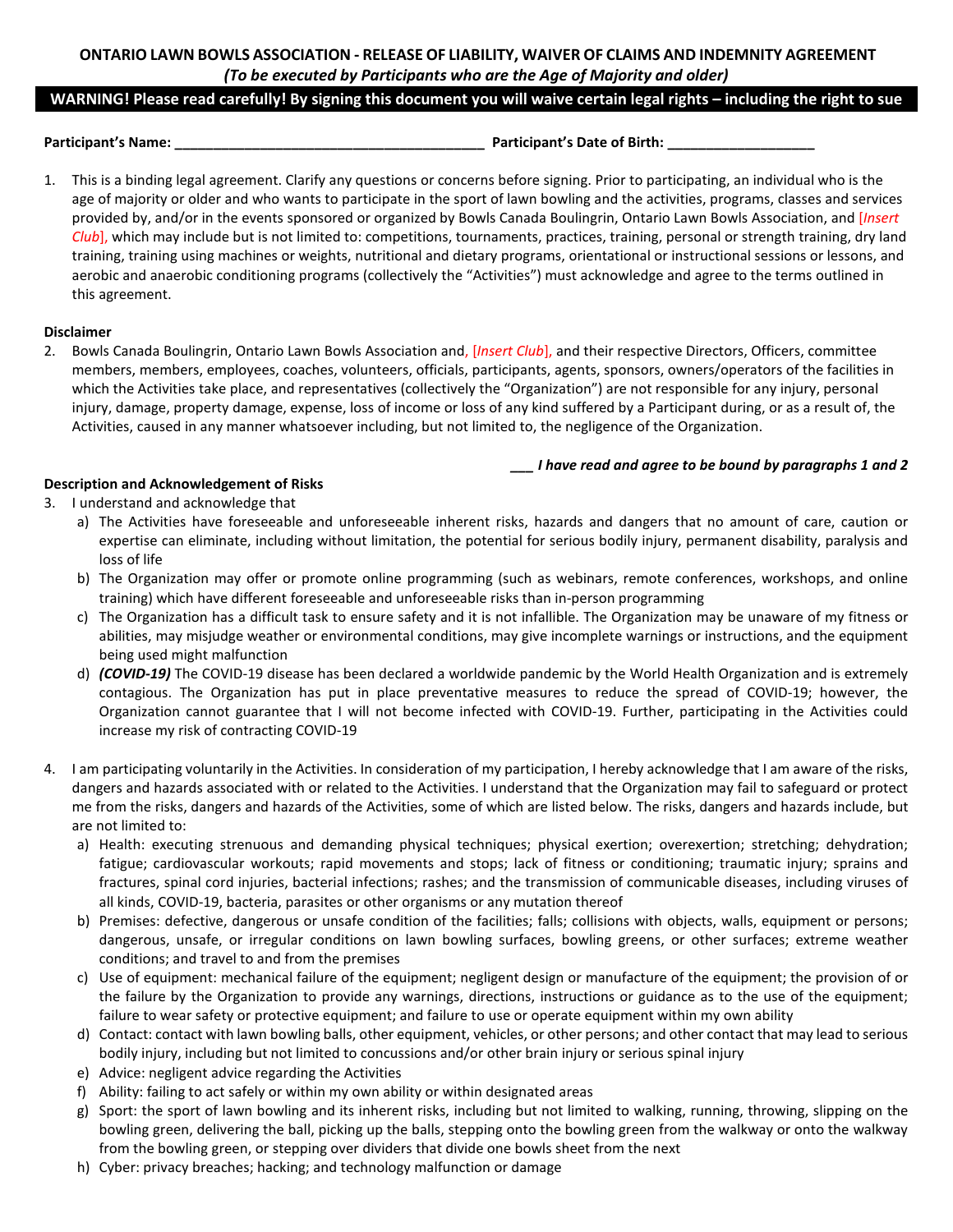**ONTARIO LAWN BOWLS ASSOCIATION - RELEASE OF LIABILITY, WAIVER OF CLAIMS AND INDEMNITY AGREEMENT**

***(To be executed by Participants who are the Age of Majority and older)***

**WARNING! Please read carefully! By signing this document you will waive certain legal rights – including the right to sue**

**Participant's Name:** ________________________________________ **Participant's Date of Birth:** ___________________

1. This is a binding legal agreement. Clarify any questions or concerns before signing. Prior to participating, an individual who is the age of majority or older and who wants to participate in the sport of lawn bowling and the activities, programs, classes and services provided by, and/or in the events sponsored or organized by Bowls Canada Boulingrin, Ontario Lawn Bowls Association, and [*Insert Club*], which may include but is not limited to: competitions, tournaments, practices, training, personal or strength training, dry land training, training using machines or weights, nutritional and dietary programs, orientational or instructional sessions or lessons, and aerobic and anaerobic conditioning programs (collectively the "Activities") must acknowledge and agree to the terms outlined in this agreement.

**Disclaimer**

2. Bowls Canada Boulingrin, Ontario Lawn Bowls Association and, [*Insert Club*], and their respective Directors, Officers, committee members, members, employees, coaches, volunteers, officials, participants, agents, sponsors, owners/operators of the facilities in which the Activities take place, and representatives (collectively the "Organization") are not responsible for any injury, personal injury, damage, property damage, expense, loss of income or loss of any kind suffered by a Participant during, or as a result of, the Activities, caused in any manner whatsoever including, but not limited to, the negligence of the Organization.

___ ***I have read and agree to be bound by paragraphs 1 and 2***

**Description and Acknowledgement of Risks**

3. I understand and acknowledge that
   a) The Activities have foreseeable and unforeseeable inherent risks, hazards and dangers that no amount of care, caution or expertise can eliminate, including without limitation, the potential for serious bodily injury, permanent disability, paralysis and loss of life
   b) The Organization may offer or promote online programming (such as webinars, remote conferences, workshops, and online training) which have different foreseeable and unforeseeable risks than in-person programming
   c) The Organization has a difficult task to ensure safety and it is not infallible. The Organization may be unaware of my fitness or abilities, may misjudge weather or environmental conditions, may give incomplete warnings or instructions, and the equipment being used might malfunction
   d) ***(COVID-19)*** The COVID-19 disease has been declared a worldwide pandemic by the World Health Organization and is extremely contagious. The Organization has put in place preventative measures to reduce the spread of COVID-19; however, the Organization cannot guarantee that I will not become infected with COVID-19. Further, participating in the Activities could increase my risk of contracting COVID-19

4. I am participating voluntarily in the Activities. In consideration of my participation, I hereby acknowledge that I am aware of the risks, dangers and hazards associated with or related to the Activities. I understand that the Organization may fail to safeguard or protect me from the risks, dangers and hazards of the Activities, some of which are listed below. The risks, dangers and hazards include, but are not limited to:
   a) Health: executing strenuous and demanding physical techniques; physical exertion; overexertion; stretching; dehydration; fatigue; cardiovascular workouts; rapid movements and stops; lack of fitness or conditioning; traumatic injury; sprains and fractures, spinal cord injuries, bacterial infections; rashes; and the transmission of communicable diseases, including viruses of all kinds, COVID-19, bacteria, parasites or other organisms or any mutation thereof
   b) Premises: defective, dangerous or unsafe condition of the facilities; falls; collisions with objects, walls, equipment or persons; dangerous, unsafe, or irregular conditions on lawn bowling surfaces, bowling greens, or other surfaces; extreme weather conditions; and travel to and from the premises
   c) Use of equipment: mechanical failure of the equipment; negligent design or manufacture of the equipment; the provision of or the failure by the Organization to provide any warnings, directions, instructions or guidance as to the use of the equipment; failure to wear safety or protective equipment; and failure to use or operate equipment within my own ability
   d) Contact: contact with lawn bowling balls, other equipment, vehicles, or other persons; and other contact that may lead to serious bodily injury, including but not limited to concussions and/or other brain injury or serious spinal injury
   e) Advice: negligent advice regarding the Activities
   f) Ability: failing to act safely or within my own ability or within designated areas
   g) Sport: the sport of lawn bowling and its inherent risks, including but not limited to walking, running, throwing, slipping on the bowling green, delivering the ball, picking up the balls, stepping onto the bowling green from the walkway or onto the walkway from the bowling green, or stepping over dividers that divide one bowls sheet from the next
   h) Cyber: privacy breaches; hacking; and technology malfunction or damage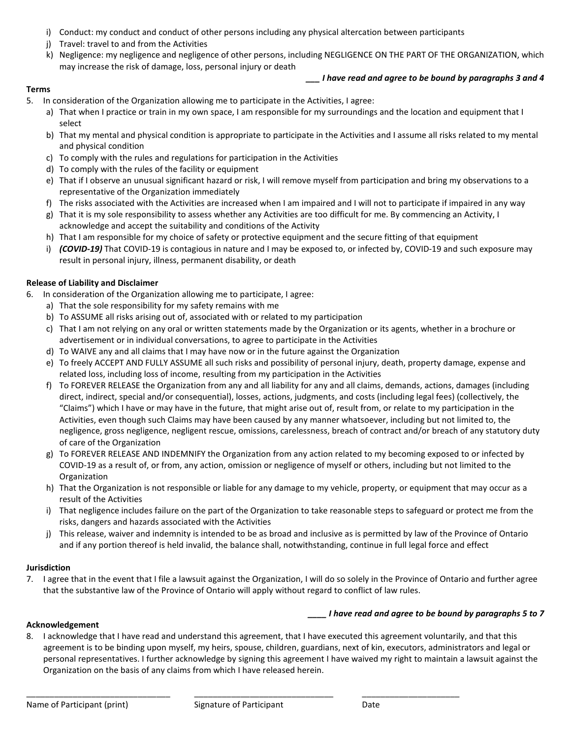i) Conduct: my conduct and conduct of other persons including any physical altercation between participants
j) Travel: travel to and from the Activities
k) Negligence: my negligence and negligence of other persons, including NEGLIGENCE ON THE PART OF THE ORGANIZATION, which may increase the risk of damage, loss, personal injury or death

___ ***I have read and agree to be bound by paragraphs 3 and 4***

**Terms**

5. In consideration of the Organization allowing me to participate in the Activities, I agree:
   a) That when I practice or train in my own space, I am responsible for my surroundings and the location and equipment that I select
   b) That my mental and physical condition is appropriate to participate in the Activities and I assume all risks related to my mental and physical condition
   c) To comply with the rules and regulations for participation in the Activities
   d) To comply with the rules of the facility or equipment
   e) That if I observe an unusual significant hazard or risk, I will remove myself from participation and bring my observations to a representative of the Organization immediately
   f) The risks associated with the Activities are increased when I am impaired and I will not to participate if impaired in any way
   g) That it is my sole responsibility to assess whether any Activities are too difficult for me. By commencing an Activity, I acknowledge and accept the suitability and conditions of the Activity
   h) That I am responsible for my choice of safety or protective equipment and the secure fitting of that equipment
   i) ***(COVID-19)*** That COVID-19 is contagious in nature and I may be exposed to, or infected by, COVID-19 and such exposure may result in personal injury, illness, permanent disability, or death

**Release of Liability and Disclaimer**

6. In consideration of the Organization allowing me to participate, I agree:
   a) That the sole responsibility for my safety remains with me
   b) To ASSUME all risks arising out of, associated with or related to my participation
   c) That I am not relying on any oral or written statements made by the Organization or its agents, whether in a brochure or advertisement or in individual conversations, to agree to participate in the Activities
   d) To WAIVE any and all claims that I may have now or in the future against the Organization
   e) To freely ACCEPT AND FULLY ASSUME all such risks and possibility of personal injury, death, property damage, expense and related loss, including loss of income, resulting from my participation in the Activities
   f) To FOREVER RELEASE the Organization from any and all liability for any and all claims, demands, actions, damages (including direct, indirect, special and/or consequential), losses, actions, judgments, and costs (including legal fees) (collectively, the "Claims") which I have or may have in the future, that might arise out of, result from, or relate to my participation in the Activities, even though such Claims may have been caused by any manner whatsoever, including but not limited to, the negligence, gross negligence, negligent rescue, omissions, carelessness, breach of contract and/or breach of any statutory duty of care of the Organization
   g) To FOREVER RELEASE AND INDEMNIFY the Organization from any action related to my becoming exposed to or infected by COVID-19 as a result of, or from, any action, omission or negligence of myself or others, including but not limited to the Organization
   h) That the Organization is not responsible or liable for any damage to my vehicle, property, or equipment that may occur as a result of the Activities
   i) That negligence includes failure on the part of the Organization to take reasonable steps to safeguard or protect me from the risks, dangers and hazards associated with the Activities
   j) This release, waiver and indemnity is intended to be as broad and inclusive as is permitted by law of the Province of Ontario and if any portion thereof is held invalid, the balance shall, notwithstanding, continue in full legal force and effect

**Jurisdiction**

7. I agree that in the event that I file a lawsuit against the Organization, I will do so solely in the Province of Ontario and further agree that the substantive law of the Province of Ontario will apply without regard to conflict of law rules.

____ ***I have read and agree to be bound by paragraphs 5 to 7***

**Acknowledgement**

8. I acknowledge that I have read and understand this agreement, that I have executed this agreement voluntarily, and that this agreement is to be binding upon myself, my heirs, spouse, children, guardians, next of kin, executors, administrators and legal or personal representatives. I further acknowledge by signing this agreement I have waived my right to maintain a lawsuit against the Organization on the basis of any claims from which I have released herein.

_______________________________ _______________________________ ______________________

Name of Participant (print) Signature of Participant Date